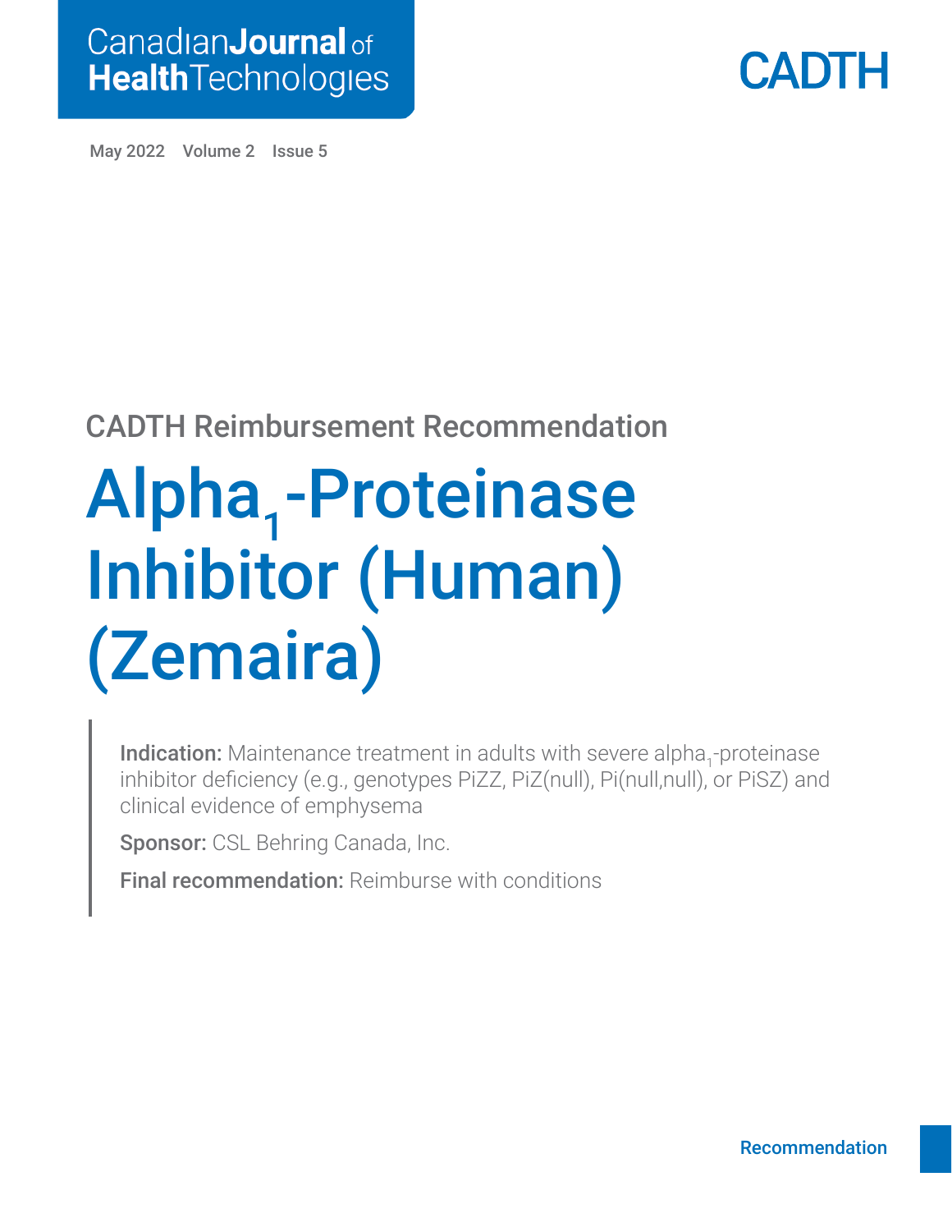Canadian Journal of Health Technologies

CADTH

May 2022 Volume 2 Issue 5

## CADTH Reimbursement Recommendation

# Alpha$_1$-Proteinase Inhibitor (Human) (Zemaira)

**Indication:** Maintenance treatment in adults with severe alpha$_1$-proteinase inhibitor deficiency (e.g., genotypes PiZZ, PiZ(null), Pi(null,null), or PiSZ) and clinical evidence of emphysema

**Sponsor:** CSL Behring Canada, Inc.

**Final recommendation:** Reimburse with conditions

Recommendation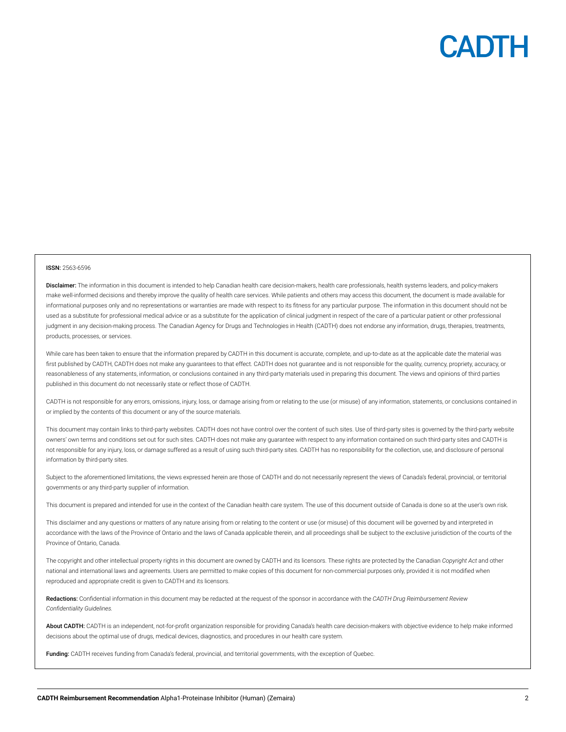**ISSN:** 2563-6596

**Disclaimer:** The information in this document is intended to help Canadian health care decision-makers, health care professionals, health systems leaders, and policy-makers make well-informed decisions and thereby improve the quality of health care services. While patients and others may access this document, the document is made available for informational purposes only and no representations or warranties are made with respect to its fitness for any particular purpose. The information in this document should not be used as a substitute for professional medical advice or as a substitute for the application of clinical judgment in respect of the care of a particular patient or other professional judgment in any decision-making process. The Canadian Agency for Drugs and Technologies in Health (CADTH) does not endorse any information, drugs, therapies, treatments, products, processes, or services.

While care has been taken to ensure that the information prepared by CADTH in this document is accurate, complete, and up-to-date as at the applicable date the material was first published by CADTH, CADTH does not make any guarantees to that effect. CADTH does not guarantee and is not responsible for the quality, currency, propriety, accuracy, or reasonableness of any statements, information, or conclusions contained in any third-party materials used in preparing this document. The views and opinions of third parties published in this document do not necessarily state or reflect those of CADTH.

CADTH is not responsible for any errors, omissions, injury, loss, or damage arising from or relating to the use (or misuse) of any information, statements, or conclusions contained in or implied by the contents of this document or any of the source materials.

This document may contain links to third-party websites. CADTH does not have control over the content of such sites. Use of third-party sites is governed by the third-party website owners' own terms and conditions set out for such sites. CADTH does not make any guarantee with respect to any information contained on such third-party sites and CADTH is not responsible for any injury, loss, or damage suffered as a result of using such third-party sites. CADTH has no responsibility for the collection, use, and disclosure of personal information by third-party sites.

Subject to the aforementioned limitations, the views expressed herein are those of CADTH and do not necessarily represent the views of Canada's federal, provincial, or territorial governments or any third-party supplier of information.

This document is prepared and intended for use in the context of the Canadian health care system. The use of this document outside of Canada is done so at the user's own risk.

This disclaimer and any questions or matters of any nature arising from or relating to the content or use (or misuse) of this document will be governed by and interpreted in accordance with the laws of the Province of Ontario and the laws of Canada applicable therein, and all proceedings shall be subject to the exclusive jurisdiction of the courts of the Province of Ontario, Canada.

The copyright and other intellectual property rights in this document are owned by CADTH and its licensors. These rights are protected by the Canadian *Copyright Act* and other national and international laws and agreements. Users are permitted to make copies of this document for non-commercial purposes only, provided it is not modified when reproduced and appropriate credit is given to CADTH and its licensors.

**Redactions:** Confidential information in this document may be redacted at the request of the sponsor in accordance with the *CADTH Drug Reimbursement Review Confidentiality Guidelines.*

**About CADTH:** CADTH is an independent, not-for-profit organization responsible for providing Canada's health care decision-makers with objective evidence to help make informed decisions about the optimal use of drugs, medical devices, diagnostics, and procedures in our health care system.

**Funding:** CADTH receives funding from Canada's federal, provincial, and territorial governments, with the exception of Quebec.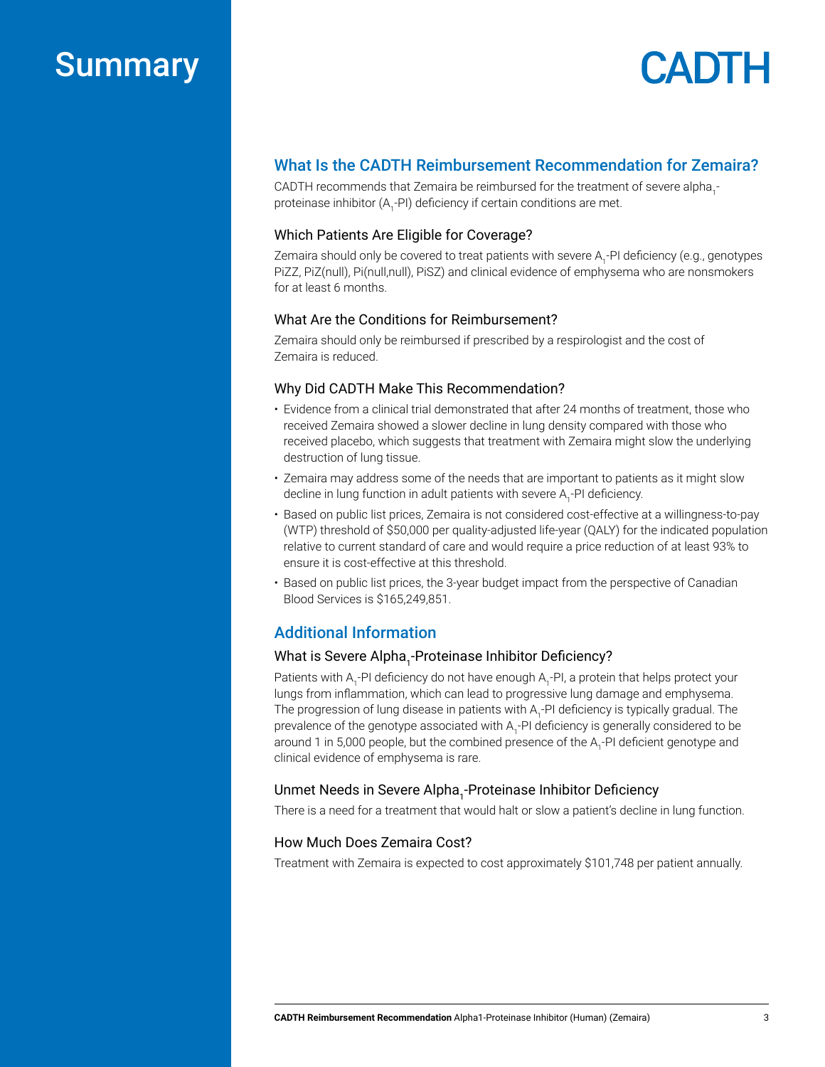# Summary

## What Is the CADTH Reimbursement Recommendation for Zemaira?

CADTH recommends that Zemaira be reimbursed for the treatment of severe alpha$_1$-proteinase inhibitor (A$_1$-PI) deficiency if certain conditions are met.

### Which Patients Are Eligible for Coverage?

Zemaira should only be covered to treat patients with severe A$_1$-PI deficiency (e.g., genotypes PiZZ, PiZ(null), Pi(null,null), PiSZ) and clinical evidence of emphysema who are nonsmokers for at least 6 months.

### What Are the Conditions for Reimbursement?

Zemaira should only be reimbursed if prescribed by a respirologist and the cost of Zemaira is reduced.

### Why Did CADTH Make This Recommendation?

- Evidence from a clinical trial demonstrated that after 24 months of treatment, those who received Zemaira showed a slower decline in lung density compared with those who received placebo, which suggests that treatment with Zemaira might slow the underlying destruction of lung tissue.
- Zemaira may address some of the needs that are important to patients as it might slow decline in lung function in adult patients with severe A$_1$-PI deficiency.
- Based on public list prices, Zemaira is not considered cost-effective at a willingness-to-pay (WTP) threshold of $50,000 per quality-adjusted life-year (QALY) for the indicated population relative to current standard of care and would require a price reduction of at least 93% to ensure it is cost-effective at this threshold.
- Based on public list prices, the 3-year budget impact from the perspective of Canadian Blood Services is $165,249,851.

## Additional Information

### What is Severe Alpha$_1$-Proteinase Inhibitor Deficiency?

Patients with A$_1$-PI deficiency do not have enough A$_1$-PI, a protein that helps protect your lungs from inflammation, which can lead to progressive lung damage and emphysema. The progression of lung disease in patients with A$_1$-PI deficiency is typically gradual. The prevalence of the genotype associated with A$_1$-PI deficiency is generally considered to be around 1 in 5,000 people, but the combined presence of the A$_1$-PI deficient genotype and clinical evidence of emphysema is rare.

### Unmet Needs in Severe Alpha$_1$-Proteinase Inhibitor Deficiency

There is a need for a treatment that would halt or slow a patient's decline in lung function.

### How Much Does Zemaira Cost?

Treatment with Zemaira is expected to cost approximately $101,748 per patient annually.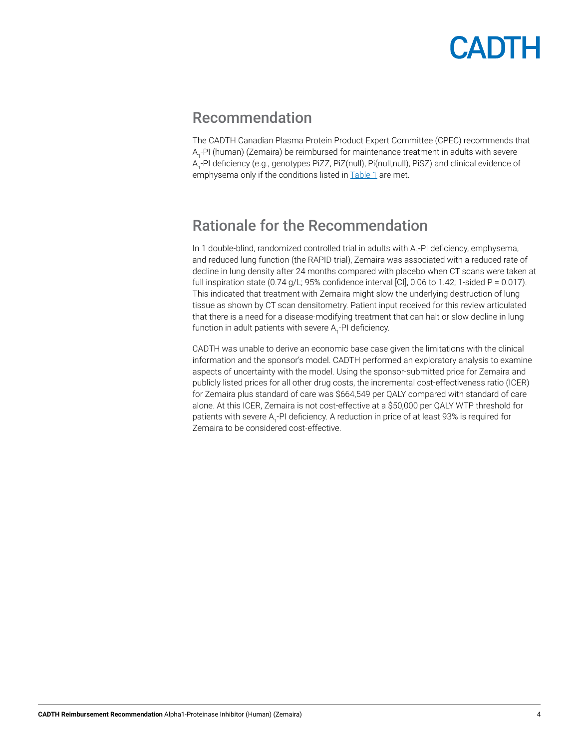## Recommendation

The CADTH Canadian Plasma Protein Product Expert Committee (CPEC) recommends that $A_1$-PI (human) (Zemaira) be reimbursed for maintenance treatment in adults with severe $A_1$-PI deficiency (e.g., genotypes PiZZ, PiZ(null), Pi(null,null), PiSZ) and clinical evidence of emphysema only if the conditions listed in Table 1 are met.

## Rationale for the Recommendation

In 1 double-blind, randomized controlled trial in adults with $A_1$-PI deficiency, emphysema, and reduced lung function (the RAPID trial), Zemaira was associated with a reduced rate of decline in lung density after 24 months compared with placebo when CT scans were taken at full inspiration state (0.74 g/L; 95% confidence interval [CI], 0.06 to 1.42; 1-sided P = 0.017). This indicated that treatment with Zemaira might slow the underlying destruction of lung tissue as shown by CT scan densitometry. Patient input received for this review articulated that there is a need for a disease-modifying treatment that can halt or slow decline in lung function in adult patients with severe $A_1$-PI deficiency.

CADTH was unable to derive an economic base case given the limitations with the clinical information and the sponsor's model. CADTH performed an exploratory analysis to examine aspects of uncertainty with the model. Using the sponsor-submitted price for Zemaira and publicly listed prices for all other drug costs, the incremental cost-effectiveness ratio (ICER) for Zemaira plus standard of care was $664,549 per QALY compared with standard of care alone. At this ICER, Zemaira is not cost-effective at a $50,000 per QALY WTP threshold for patients with severe $A_1$-PI deficiency. A reduction in price of at least 93% is required for Zemaira to be considered cost-effective.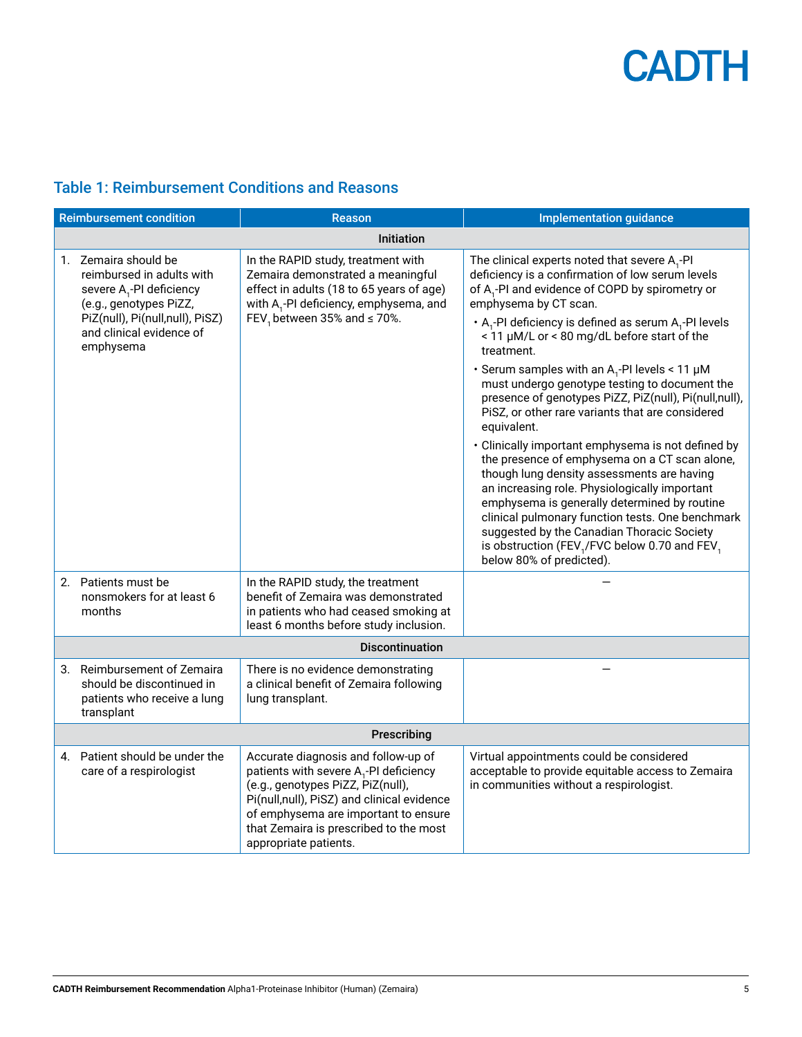## Table 1: Reimbursement Conditions and Reasons

| Reimbursement condition | Reason | Implementation guidance |
|---|---|---|
| **Initiation** | | |
| 1. Zemaira should be reimbursed in adults with severe $A_1$-PI deficiency (e.g., genotypes PiZZ, PiZ(null), Pi(null,null), PiSZ) and clinical evidence of emphysema | In the RAPID study, treatment with Zemaira demonstrated a meaningful effect in adults (18 to 65 years of age) with $A_1$-PI deficiency, emphysema, and $FEV_1$ between 35% and ≤ 70%. | The clinical experts noted that severe $A_1$-PI deficiency is a confirmation of low serum levels of $A_1$-PI and evidence of COPD by spirometry or emphysema by CT scan.<br>• $A_1$-PI deficiency is defined as serum $A_1$-PI levels < 11 µM/L or < 80 mg/dL before start of the treatment.<br>• Serum samples with an $A_1$-PI levels < 11 µM must undergo genotype testing to document the presence of genotypes PiZZ, PiZ(null), Pi(null,null), PiSZ, or other rare variants that are considered equivalent.<br>• Clinically important emphysema is not defined by the presence of emphysema on a CT scan alone, though lung density assessments are having an increasing role. Physiologically important emphysema is generally determined by routine clinical pulmonary function tests. One benchmark suggested by the Canadian Thoracic Society is obstruction ($FEV_1$/FVC below 0.70 and $FEV_1$ below 80% of predicted). |
| 2. Patients must be nonsmokers for at least 6 months | In the RAPID study, the treatment benefit of Zemaira was demonstrated in patients who had ceased smoking at least 6 months before study inclusion. | — |
| **Discontinuation** | | |
| 3. Reimbursement of Zemaira should be discontinued in patients who receive a lung transplant | There is no evidence demonstrating a clinical benefit of Zemaira following lung transplant. | — |
| **Prescribing** | | |
| 4. Patient should be under the care of a respirologist | Accurate diagnosis and follow-up of patients with severe $A_1$-PI deficiency (e.g., genotypes PiZZ, PiZ(null), Pi(null,null), PiSZ) and clinical evidence of emphysema are important to ensure that Zemaira is prescribed to the most appropriate patients. | Virtual appointments could be considered acceptable to provide equitable access to Zemaira in communities without a respirologist. |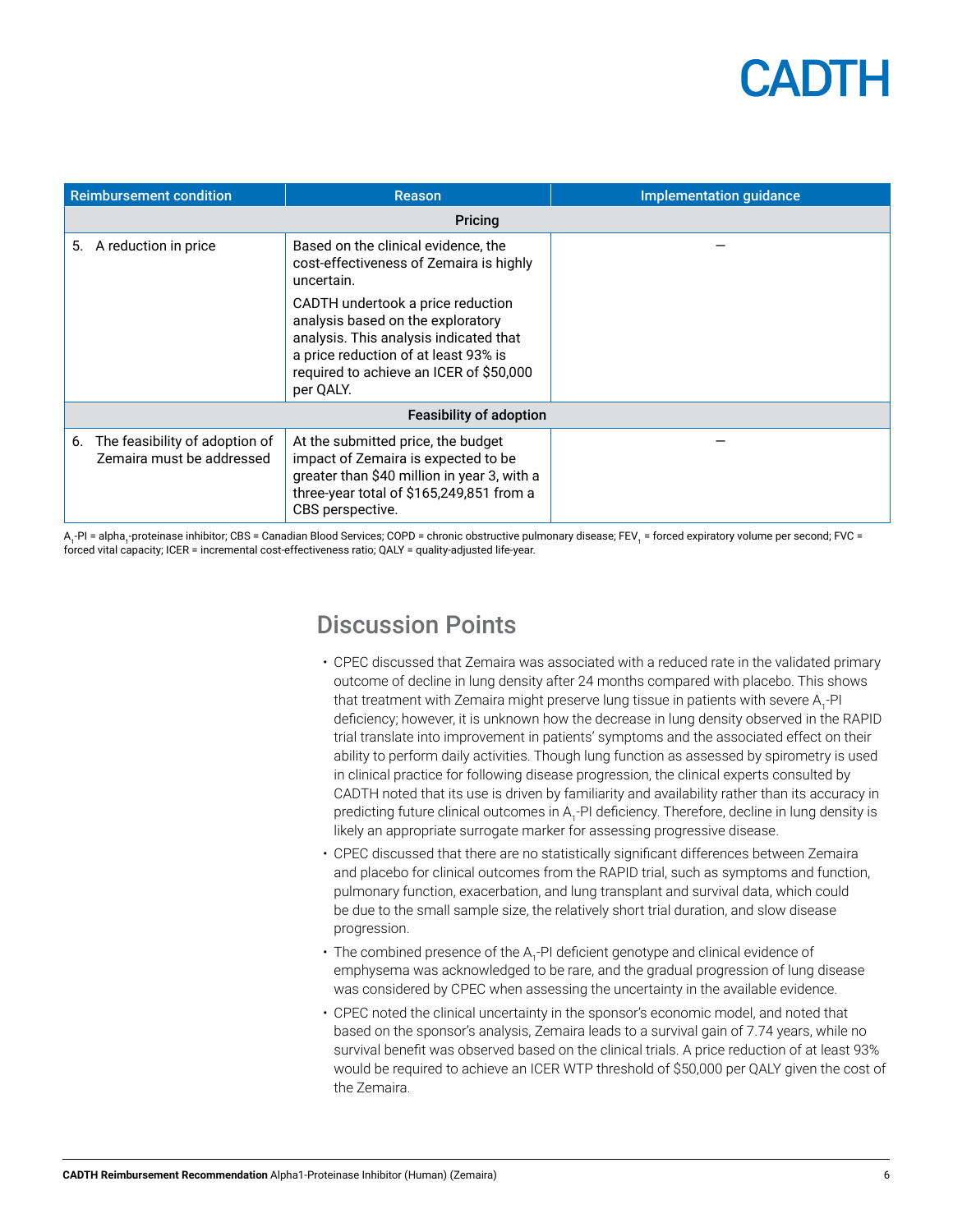| Reimbursement condition | Reason | Implementation guidance |
|---|---|---|
| **Pricing** | | |
| 5. A reduction in price | Based on the clinical evidence, the cost-effectiveness of Zemaira is highly uncertain.<br><br>CADTH undertook a price reduction analysis based on the exploratory analysis. This analysis indicated that a price reduction of at least 93% is required to achieve an ICER of $50,000 per QALY. | — |
| **Feasibility of adoption** | | |
| 6. The feasibility of adoption of Zemaira must be addressed | At the submitted price, the budget impact of Zemaira is expected to be greater than $40 million in year 3, with a three-year total of $165,249,851 from a CBS perspective. | — |

$A_1$-PI = alpha$_1$-proteinase inhibitor; CBS = Canadian Blood Services; COPD = chronic obstructive pulmonary disease; $FEV_1$ = forced expiratory volume per second; FVC = forced vital capacity; ICER = incremental cost-effectiveness ratio; QALY = quality-adjusted life-year.

## Discussion Points

- CPEC discussed that Zemaira was associated with a reduced rate in the validated primary outcome of decline in lung density after 24 months compared with placebo. This shows that treatment with Zemaira might preserve lung tissue in patients with severe $A_1$-PI deficiency; however, it is unknown how the decrease in lung density observed in the RAPID trial translate into improvement in patients' symptoms and the associated effect on their ability to perform daily activities. Though lung function as assessed by spirometry is used in clinical practice for following disease progression, the clinical experts consulted by CADTH noted that its use is driven by familiarity and availability rather than its accuracy in predicting future clinical outcomes in $A_1$-PI deficiency. Therefore, decline in lung density is likely an appropriate surrogate marker for assessing progressive disease.
- CPEC discussed that there are no statistically significant differences between Zemaira and placebo for clinical outcomes from the RAPID trial, such as symptoms and function, pulmonary function, exacerbation, and lung transplant and survival data, which could be due to the small sample size, the relatively short trial duration, and slow disease progression.
- The combined presence of the $A_1$-PI deficient genotype and clinical evidence of emphysema was acknowledged to be rare, and the gradual progression of lung disease was considered by CPEC when assessing the uncertainty in the available evidence.
- CPEC noted the clinical uncertainty in the sponsor's economic model, and noted that based on the sponsor's analysis, Zemaira leads to a survival gain of 7.74 years, while no survival benefit was observed based on the clinical trials. A price reduction of at least 93% would be required to achieve an ICER WTP threshold of $50,000 per QALY given the cost of the Zemaira.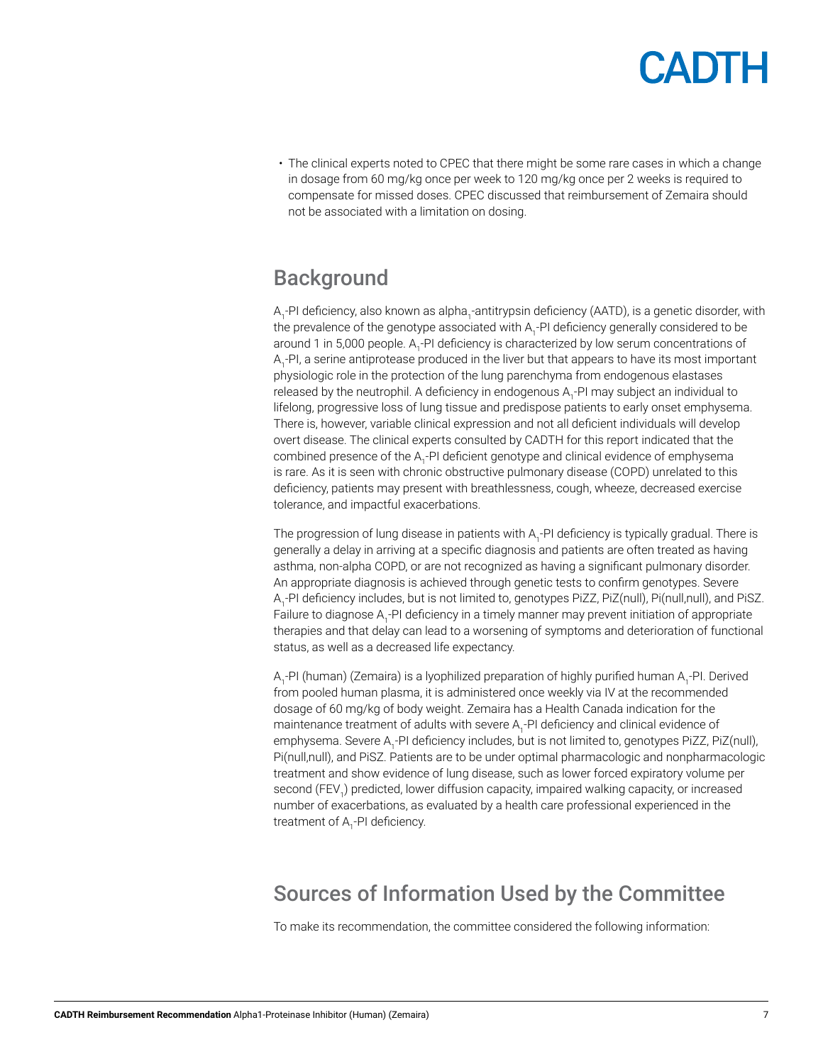- The clinical experts noted to CPEC that there might be some rare cases in which a change in dosage from 60 mg/kg once per week to 120 mg/kg once per 2 weeks is required to compensate for missed doses. CPEC discussed that reimbursement of Zemaira should not be associated with a limitation on dosing.

## Background

$A_1$-PI deficiency, also known as alpha$_1$-antitrypsin deficiency (AATD), is a genetic disorder, with the prevalence of the genotype associated with $A_1$-PI deficiency generally considered to be around 1 in 5,000 people. $A_1$-PI deficiency is characterized by low serum concentrations of $A_1$-PI, a serine antiprotease produced in the liver but that appears to have its most important physiologic role in the protection of the lung parenchyma from endogenous elastases released by the neutrophil. A deficiency in endogenous $A_1$-PI may subject an individual to lifelong, progressive loss of lung tissue and predispose patients to early onset emphysema. There is, however, variable clinical expression and not all deficient individuals will develop overt disease. The clinical experts consulted by CADTH for this report indicated that the combined presence of the $A_1$-PI deficient genotype and clinical evidence of emphysema is rare. As it is seen with chronic obstructive pulmonary disease (COPD) unrelated to this deficiency, patients may present with breathlessness, cough, wheeze, decreased exercise tolerance, and impactful exacerbations.

The progression of lung disease in patients with $A_1$-PI deficiency is typically gradual. There is generally a delay in arriving at a specific diagnosis and patients are often treated as having asthma, non-alpha COPD, or are not recognized as having a significant pulmonary disorder. An appropriate diagnosis is achieved through genetic tests to confirm genotypes. Severe $A_1$-PI deficiency includes, but is not limited to, genotypes PiZZ, PiZ(null), Pi(null,null), and PiSZ. Failure to diagnose $A_1$-PI deficiency in a timely manner may prevent initiation of appropriate therapies and that delay can lead to a worsening of symptoms and deterioration of functional status, as well as a decreased life expectancy.

$A_1$-PI (human) (Zemaira) is a lyophilized preparation of highly purified human $A_1$-PI. Derived from pooled human plasma, it is administered once weekly via IV at the recommended dosage of 60 mg/kg of body weight. Zemaira has a Health Canada indication for the maintenance treatment of adults with severe $A_1$-PI deficiency and clinical evidence of emphysema. Severe $A_1$-PI deficiency includes, but is not limited to, genotypes PiZZ, PiZ(null), Pi(null,null), and PiSZ. Patients are to be under optimal pharmacologic and nonpharmacologic treatment and show evidence of lung disease, such as lower forced expiratory volume per second ($FEV_1$) predicted, lower diffusion capacity, impaired walking capacity, or increased number of exacerbations, as evaluated by a health care professional experienced in the treatment of $A_1$-PI deficiency.

## Sources of Information Used by the Committee

To make its recommendation, the committee considered the following information: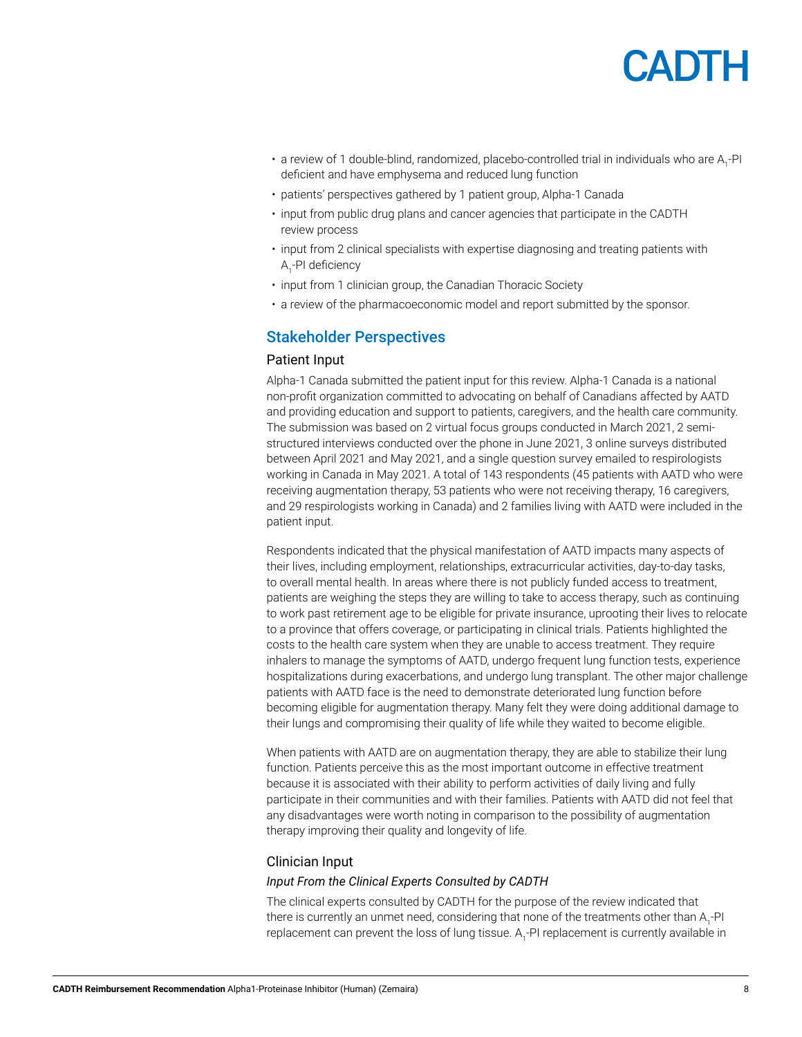- a review of 1 double-blind, randomized, placebo-controlled trial in individuals who are $A_1$-PI deficient and have emphysema and reduced lung function
- patients' perspectives gathered by 1 patient group, Alpha-1 Canada
- input from public drug plans and cancer agencies that participate in the CADTH review process
- input from 2 clinical specialists with expertise diagnosing and treating patients with $A_1$-PI deficiency
- input from 1 clinician group, the Canadian Thoracic Society
- a review of the pharmacoeconomic model and report submitted by the sponsor.

## Stakeholder Perspectives

### Patient Input

Alpha-1 Canada submitted the patient input for this review. Alpha-1 Canada is a national non-profit organization committed to advocating on behalf of Canadians affected by AATD and providing education and support to patients, caregivers, and the health care community. The submission was based on 2 virtual focus groups conducted in March 2021, 2 semi-structured interviews conducted over the phone in June 2021, 3 online surveys distributed between April 2021 and May 2021, and a single question survey emailed to respirologists working in Canada in May 2021. A total of 143 respondents (45 patients with AATD who were receiving augmentation therapy, 53 patients who were not receiving therapy, 16 caregivers, and 29 respirologists working in Canada) and 2 families living with AATD were included in the patient input.

Respondents indicated that the physical manifestation of AATD impacts many aspects of their lives, including employment, relationships, extracurricular activities, day-to-day tasks, to overall mental health. In areas where there is not publicly funded access to treatment, patients are weighing the steps they are willing to take to access therapy, such as continuing to work past retirement age to be eligible for private insurance, uprooting their lives to relocate to a province that offers coverage, or participating in clinical trials. Patients highlighted the costs to the health care system when they are unable to access treatment. They require inhalers to manage the symptoms of AATD, undergo frequent lung function tests, experience hospitalizations during exacerbations, and undergo lung transplant. The other major challenge patients with AATD face is the need to demonstrate deteriorated lung function before becoming eligible for augmentation therapy. Many felt they were doing additional damage to their lungs and compromising their quality of life while they waited to become eligible.

When patients with AATD are on augmentation therapy, they are able to stabilize their lung function. Patients perceive this as the most important outcome in effective treatment because it is associated with their ability to perform activities of daily living and fully participate in their communities and with their families. Patients with AATD did not feel that any disadvantages were worth noting in comparison to the possibility of augmentation therapy improving their quality and longevity of life.

### Clinician Input

*Input From the Clinical Experts Consulted by CADTH*

The clinical experts consulted by CADTH for the purpose of the review indicated that there is currently an unmet need, considering that none of the treatments other than $A_1$-PI replacement can prevent the loss of lung tissue. $A_1$-PI replacement is currently available in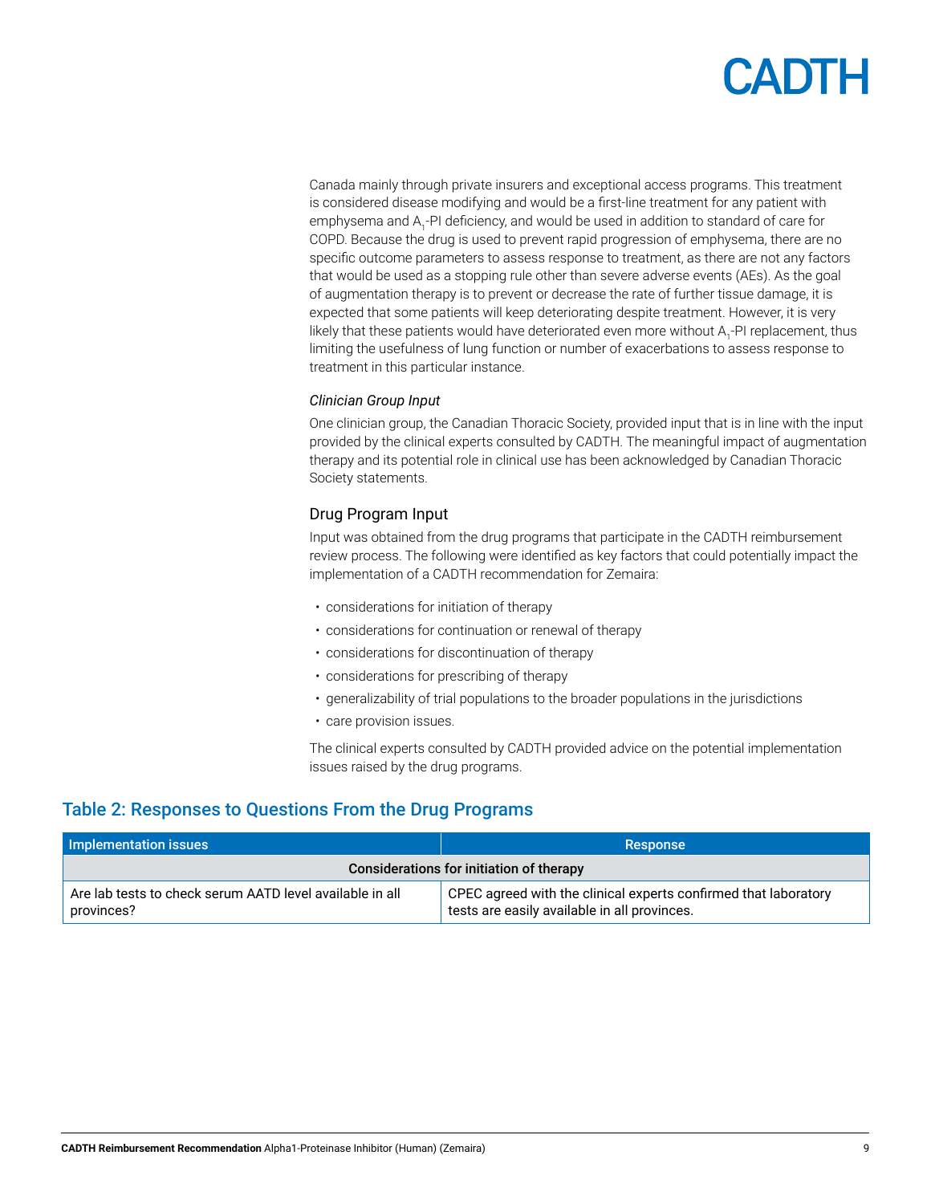Canada mainly through private insurers and exceptional access programs. This treatment is considered disease modifying and would be a first-line treatment for any patient with emphysema and $A_1$-PI deficiency, and would be used in addition to standard of care for COPD. Because the drug is used to prevent rapid progression of emphysema, there are no specific outcome parameters to assess response to treatment, as there are not any factors that would be used as a stopping rule other than severe adverse events (AEs). As the goal of augmentation therapy is to prevent or decrease the rate of further tissue damage, it is expected that some patients will keep deteriorating despite treatment. However, it is very likely that these patients would have deteriorated even more without $A_1$-PI replacement, thus limiting the usefulness of lung function or number of exacerbations to assess response to treatment in this particular instance.

*Clinician Group Input*

One clinician group, the Canadian Thoracic Society, provided input that is in line with the input provided by the clinical experts consulted by CADTH. The meaningful impact of augmentation therapy and its potential role in clinical use has been acknowledged by Canadian Thoracic Society statements.

### Drug Program Input

Input was obtained from the drug programs that participate in the CADTH reimbursement review process. The following were identified as key factors that could potentially impact the implementation of a CADTH recommendation for Zemaira:

- considerations for initiation of therapy
- considerations for continuation or renewal of therapy
- considerations for discontinuation of therapy
- considerations for prescribing of therapy
- generalizability of trial populations to the broader populations in the jurisdictions
- care provision issues.

The clinical experts consulted by CADTH provided advice on the potential implementation issues raised by the drug programs.

## Table 2: Responses to Questions From the Drug Programs

| Implementation issues | Response |
|---|---|
| **Considerations for initiation of therapy** | |
| Are lab tests to check serum AATD level available in all provinces? | CPEC agreed with the clinical experts confirmed that laboratory tests are easily available in all provinces. |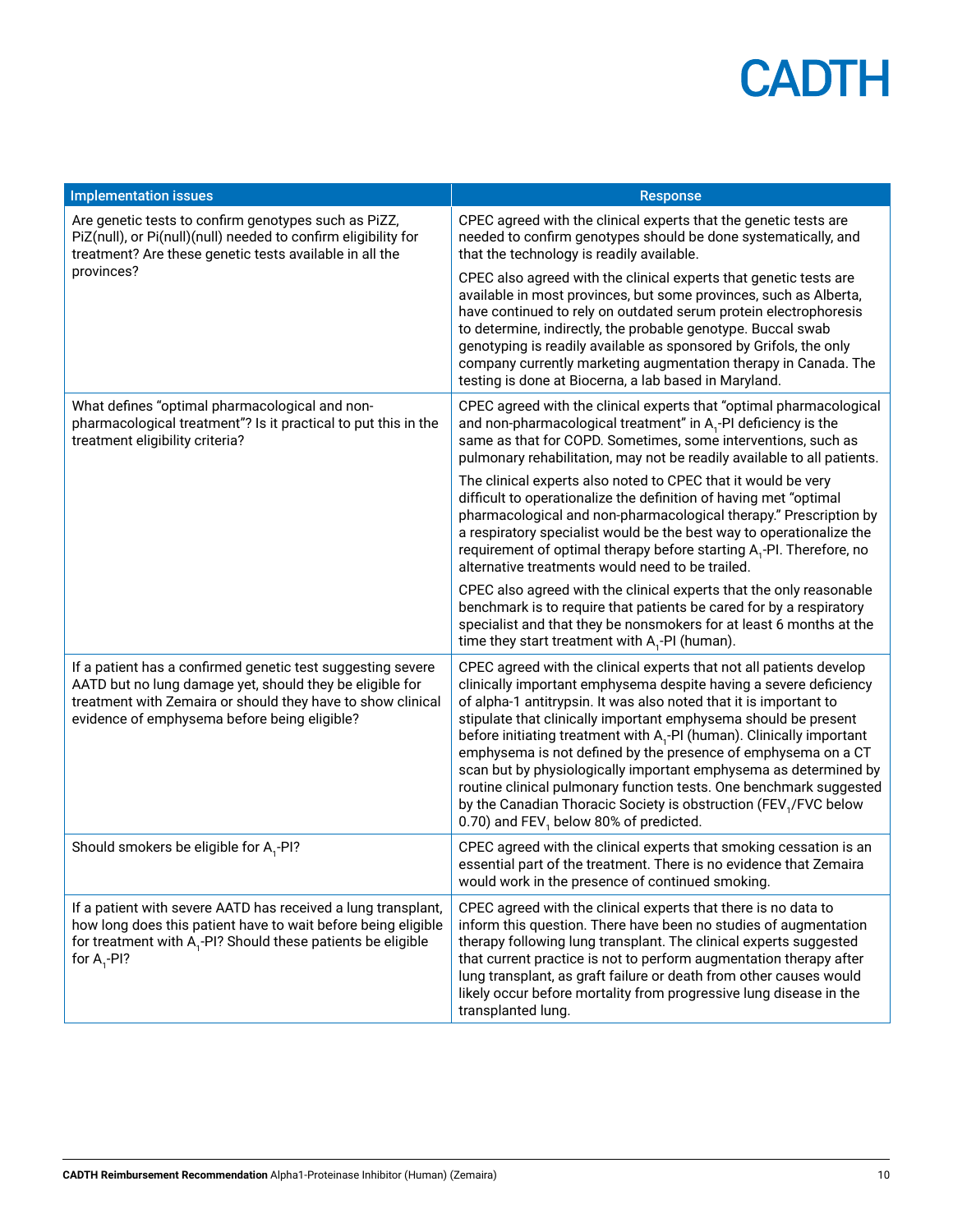| Implementation issues | Response |
|---|---|
| Are genetic tests to confirm genotypes such as PiZZ, PiZ(null), or Pi(null)(null) needed to confirm eligibility for treatment? Are these genetic tests available in all the provinces? | CPEC agreed with the clinical experts that the genetic tests are needed to confirm genotypes should be done systematically, and that the technology is readily available.<br><br>CPEC also agreed with the clinical experts that genetic tests are available in most provinces, but some provinces, such as Alberta, have continued to rely on outdated serum protein electrophoresis to determine, indirectly, the probable genotype. Buccal swab genotyping is readily available as sponsored by Grifols, the only company currently marketing augmentation therapy in Canada. The testing is done at Biocerna, a lab based in Maryland. |
| What defines "optimal pharmacological and non-pharmacological treatment"? Is it practical to put this in the treatment eligibility criteria? | CPEC agreed with the clinical experts that "optimal pharmacological and non-pharmacological treatment" in $A_1$-PI deficiency is the same as that for COPD. Sometimes, some interventions, such as pulmonary rehabilitation, may not be readily available to all patients.<br><br>The clinical experts also noted to CPEC that it would be very difficult to operationalize the definition of having met "optimal pharmacological and non-pharmacological therapy." Prescription by a respiratory specialist would be the best way to operationalize the requirement of optimal therapy before starting $A_1$-PI. Therefore, no alternative treatments would need to be trailed.<br><br>CPEC also agreed with the clinical experts that the only reasonable benchmark is to require that patients be cared for by a respiratory specialist and that they be nonsmokers for at least 6 months at the time they start treatment with $A_1$-PI (human). |
| If a patient has a confirmed genetic test suggesting severe AATD but no lung damage yet, should they be eligible for treatment with Zemaira or should they have to show clinical evidence of emphysema before being eligible? | CPEC agreed with the clinical experts that not all patients develop clinically important emphysema despite having a severe deficiency of alpha-1 antitrypsin. It was also noted that it is important to stipulate that clinically important emphysema should be present before initiating treatment with $A_1$-PI (human). Clinically important emphysema is not defined by the presence of emphysema on a CT scan but by physiologically important emphysema as determined by routine clinical pulmonary function tests. One benchmark suggested by the Canadian Thoracic Society is obstruction ($FEV_1$/FVC below 0.70) and $FEV_1$ below 80% of predicted. |
| Should smokers be eligible for $A_1$-PI? | CPEC agreed with the clinical experts that smoking cessation is an essential part of the treatment. There is no evidence that Zemaira would work in the presence of continued smoking. |
| If a patient with severe AATD has received a lung transplant, how long does this patient have to wait before being eligible for treatment with $A_1$-PI? Should these patients be eligible for $A_1$-PI? | CPEC agreed with the clinical experts that there is no data to inform this question. There have been no studies of augmentation therapy following lung transplant. The clinical experts suggested that current practice is not to perform augmentation therapy after lung transplant, as graft failure or death from other causes would likely occur before mortality from progressive lung disease in the transplanted lung. |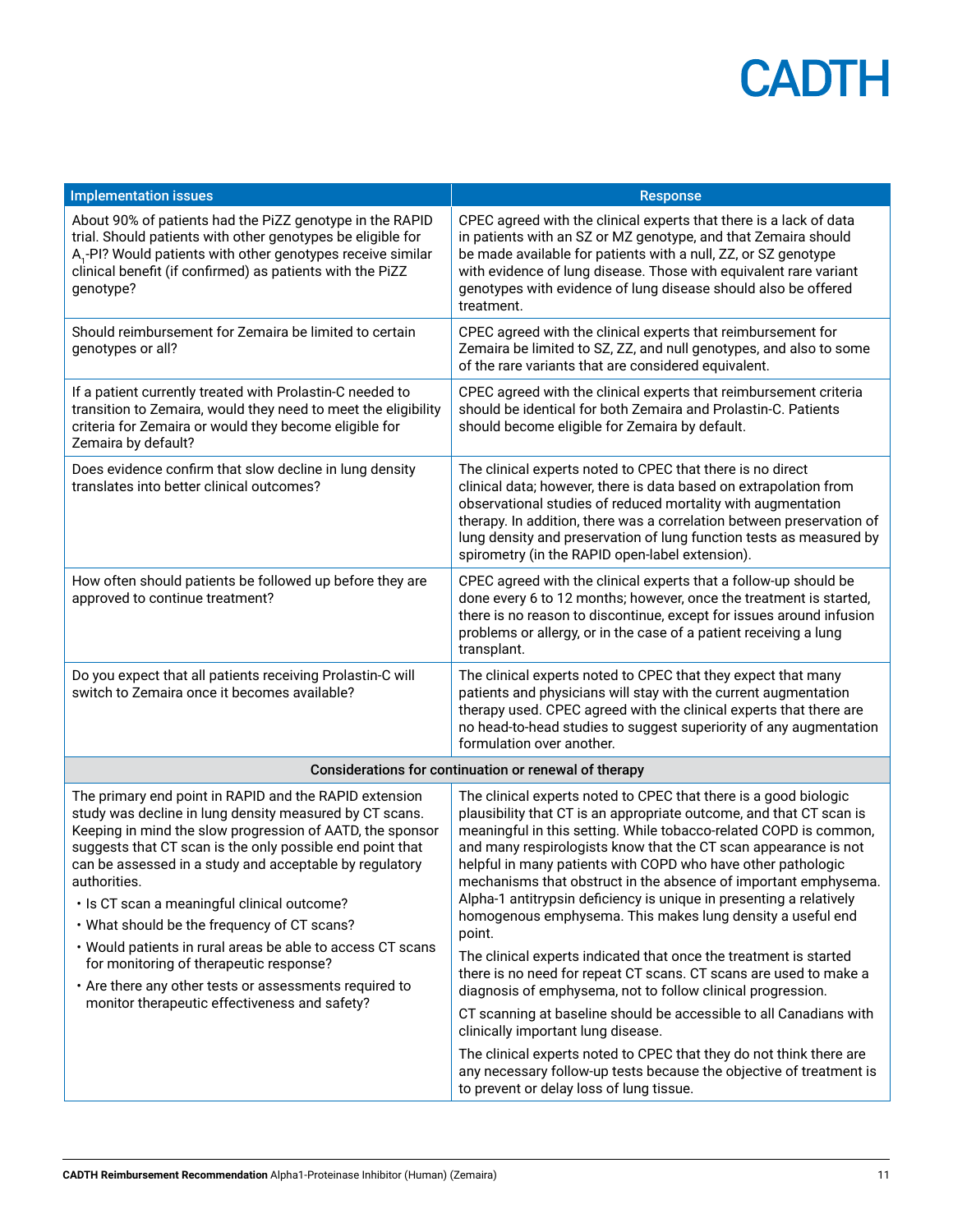| Implementation issues | Response |
| --- | --- |
| About 90% of patients had the PiZZ genotype in the RAPID trial. Should patients with other genotypes be eligible for $A_1$-PI? Would patients with other genotypes receive similar clinical benefit (if confirmed) as patients with the PiZZ genotype? | CPEC agreed with the clinical experts that there is a lack of data in patients with an SZ or MZ genotype, and that Zemaira should be made available for patients with a null, ZZ, or SZ genotype with evidence of lung disease. Those with equivalent rare variant genotypes with evidence of lung disease should also be offered treatment. |
| Should reimbursement for Zemaira be limited to certain genotypes or all? | CPEC agreed with the clinical experts that reimbursement for Zemaira be limited to SZ, ZZ, and null genotypes, and also to some of the rare variants that are considered equivalent. |
| If a patient currently treated with Prolastin-C needed to transition to Zemaira, would they need to meet the eligibility criteria for Zemaira or would they become eligible for Zemaira by default? | CPEC agreed with the clinical experts that reimbursement criteria should be identical for both Zemaira and Prolastin-C. Patients should become eligible for Zemaira by default. |
| Does evidence confirm that slow decline in lung density translates into better clinical outcomes? | The clinical experts noted to CPEC that there is no direct clinical data; however, there is data based on extrapolation from observational studies of reduced mortality with augmentation therapy. In addition, there was a correlation between preservation of lung density and preservation of lung function tests as measured by spirometry (in the RAPID open-label extension). |
| How often should patients be followed up before they are approved to continue treatment? | CPEC agreed with the clinical experts that a follow-up should be done every 6 to 12 months; however, once the treatment is started, there is no reason to discontinue, except for issues around infusion problems or allergy, or in the case of a patient receiving a lung transplant. |
| Do you expect that all patients receiving Prolastin-C will switch to Zemaira once it becomes available? | The clinical experts noted to CPEC that they expect that many patients and physicians will stay with the current augmentation therapy used. CPEC agreed with the clinical experts that there are no head-to-head studies to suggest superiority of any augmentation formulation over another. |
| **Considerations for continuation or renewal of therapy** | |
| The primary end point in RAPID and the RAPID extension study was decline in lung density measured by CT scans. Keeping in mind the slow progression of AATD, the sponsor suggests that CT scan is the only possible end point that can be assessed in a study and acceptable by regulatory authorities.<br>• Is CT scan a meaningful clinical outcome?<br>• What should be the frequency of CT scans?<br>• Would patients in rural areas be able to access CT scans for monitoring of therapeutic response?<br>• Are there any other tests or assessments required to monitor therapeutic effectiveness and safety? | The clinical experts noted to CPEC that there is a good biologic plausibility that CT is an appropriate outcome, and that CT scan is meaningful in this setting. While tobacco-related COPD is common, and many respirologists know that the CT scan appearance is not helpful in many patients with COPD who have other pathologic mechanisms that obstruct in the absence of important emphysema. Alpha-1 antitrypsin deficiency is unique in presenting a relatively homogenous emphysema. This makes lung density a useful end point.<br>The clinical experts indicated that once the treatment is started there is no need for repeat CT scans. CT scans are used to make a diagnosis of emphysema, not to follow clinical progression.<br>CT scanning at baseline should be accessible to all Canadians with clinically important lung disease.<br>The clinical experts noted to CPEC that they do not think there are any necessary follow-up tests because the objective of treatment is to prevent or delay loss of lung tissue. |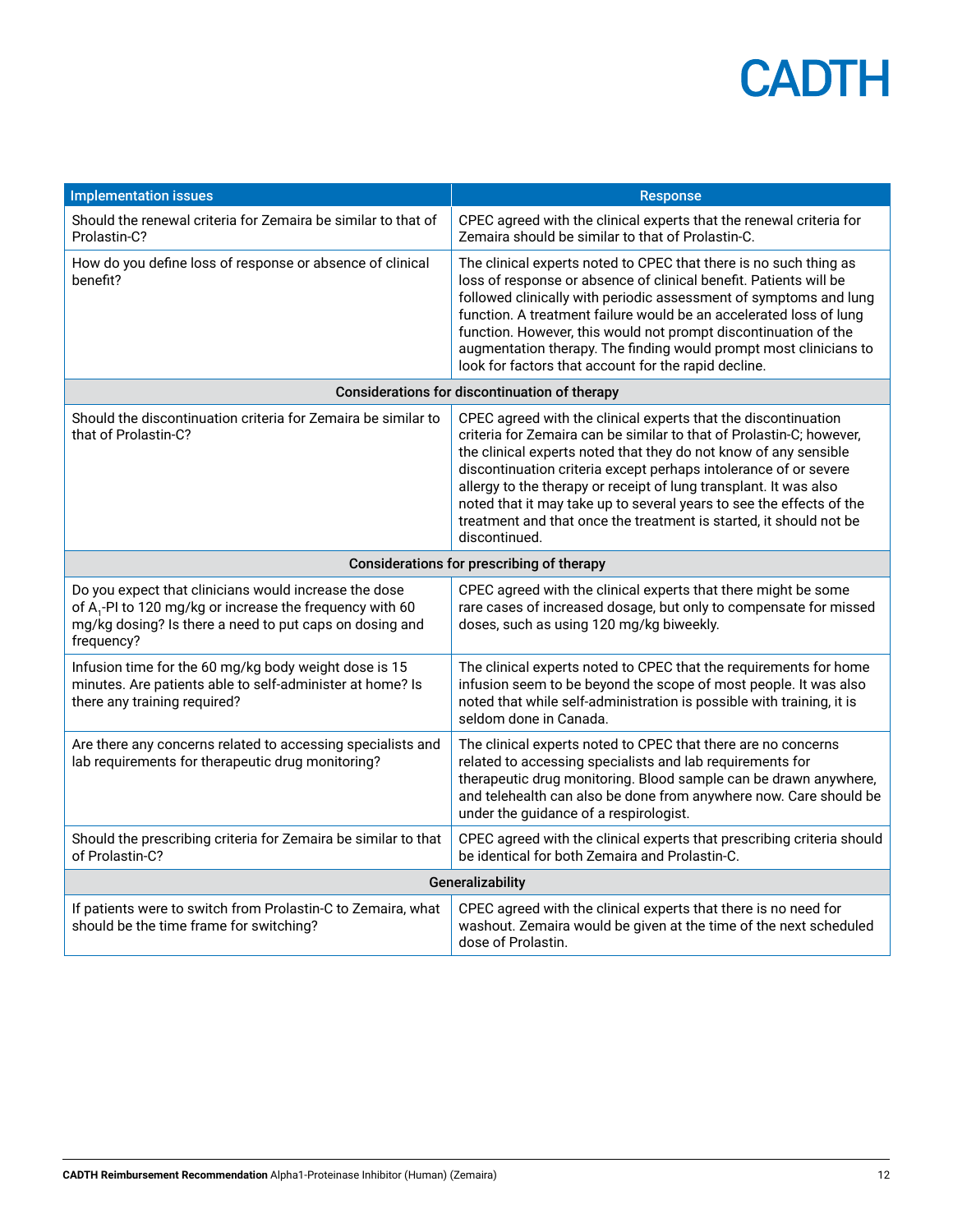| Implementation issues | Response |
|---|---|
| Should the renewal criteria for Zemaira be similar to that of Prolastin-C? | CPEC agreed with the clinical experts that the renewal criteria for Zemaira should be similar to that of Prolastin-C. |
| How do you define loss of response or absence of clinical benefit? | The clinical experts noted to CPEC that there is no such thing as loss of response or absence of clinical benefit. Patients will be followed clinically with periodic assessment of symptoms and lung function. A treatment failure would be an accelerated loss of lung function. However, this would not prompt discontinuation of the augmentation therapy. The finding would prompt most clinicians to look for factors that account for the rapid decline. |
| **Considerations for discontinuation of therapy** | |
| Should the discontinuation criteria for Zemaira be similar to that of Prolastin-C? | CPEC agreed with the clinical experts that the discontinuation criteria for Zemaira can be similar to that of Prolastin-C; however, the clinical experts noted that they do not know of any sensible discontinuation criteria except perhaps intolerance of or severe allergy to the therapy or receipt of lung transplant. It was also noted that it may take up to several years to see the effects of the treatment and that once the treatment is started, it should not be discontinued. |
| **Considerations for prescribing of therapy** | |
| Do you expect that clinicians would increase the dose of $A_1$-PI to 120 mg/kg or increase the frequency with 60 mg/kg dosing? Is there a need to put caps on dosing and frequency? | CPEC agreed with the clinical experts that there might be some rare cases of increased dosage, but only to compensate for missed doses, such as using 120 mg/kg biweekly. |
| Infusion time for the 60 mg/kg body weight dose is 15 minutes. Are patients able to self-administer at home? Is there any training required? | The clinical experts noted to CPEC that the requirements for home infusion seem to be beyond the scope of most people. It was also noted that while self-administration is possible with training, it is seldom done in Canada. |
| Are there any concerns related to accessing specialists and lab requirements for therapeutic drug monitoring? | The clinical experts noted to CPEC that there are no concerns related to accessing specialists and lab requirements for therapeutic drug monitoring. Blood sample can be drawn anywhere, and telehealth can also be done from anywhere now. Care should be under the guidance of a respirologist. |
| Should the prescribing criteria for Zemaira be similar to that of Prolastin-C? | CPEC agreed with the clinical experts that prescribing criteria should be identical for both Zemaira and Prolastin-C. |
| **Generalizability** | |
| If patients were to switch from Prolastin-C to Zemaira, what should be the time frame for switching? | CPEC agreed with the clinical experts that there is no need for washout. Zemaira would be given at the time of the next scheduled dose of Prolastin. |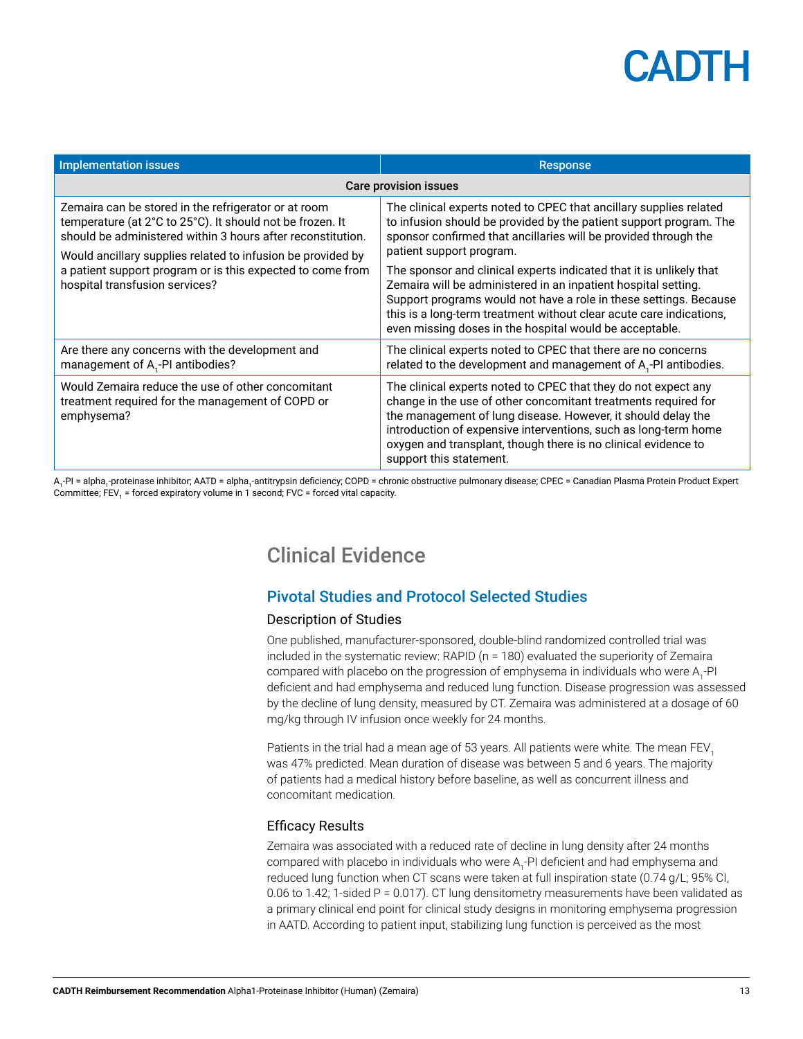| Implementation issues | Response |
|---|---|
| **Care provision issues** | |
| Zemaira can be stored in the refrigerator or at room temperature (at 2°C to 25°C). It should not be frozen. It should be administered within 3 hours after reconstitution.<br>Would ancillary supplies related to infusion be provided by a patient support program or is this expected to come from hospital transfusion services? | The clinical experts noted to CPEC that ancillary supplies related to infusion should be provided by the patient support program. The sponsor confirmed that ancillaries will be provided through the patient support program.<br>The sponsor and clinical experts indicated that it is unlikely that Zemaira will be administered in an inpatient hospital setting. Support programs would not have a role in these settings. Because this is a long-term treatment without clear acute care indications, even missing doses in the hospital would be acceptable. |
| Are there any concerns with the development and management of $A_1$-PI antibodies? | The clinical experts noted to CPEC that there are no concerns related to the development and management of $A_1$-PI antibodies. |
| Would Zemaira reduce the use of other concomitant treatment required for the management of COPD or emphysema? | The clinical experts noted to CPEC that they do not expect any change in the use of other concomitant treatments required for the management of lung disease. However, it should delay the introduction of expensive interventions, such as long-term home oxygen and transplant, though there is no clinical evidence to support this statement. |

$A_1$-PI = alpha$_1$-proteinase inhibitor; AATD = alpha$_1$-antitrypsin deficiency; COPD = chronic obstructive pulmonary disease; CPEC = Canadian Plasma Protein Product Expert Committee; $FEV_1$ = forced expiratory volume in 1 second; FVC = forced vital capacity.

# Clinical Evidence

## Pivotal Studies and Protocol Selected Studies

### Description of Studies

One published, manufacturer-sponsored, double-blind randomized controlled trial was included in the systematic review: RAPID (n = 180) evaluated the superiority of Zemaira compared with placebo on the progression of emphysema in individuals who were $A_1$-PI deficient and had emphysema and reduced lung function. Disease progression was assessed by the decline of lung density, measured by CT. Zemaira was administered at a dosage of 60 mg/kg through IV infusion once weekly for 24 months.

Patients in the trial had a mean age of 53 years. All patients were white. The mean $FEV_1$ was 47% predicted. Mean duration of disease was between 5 and 6 years. The majority of patients had a medical history before baseline, as well as concurrent illness and concomitant medication.

### Efficacy Results

Zemaira was associated with a reduced rate of decline in lung density after 24 months compared with placebo in individuals who were $A_1$-PI deficient and had emphysema and reduced lung function when CT scans were taken at full inspiration state (0.74 g/L; 95% CI, 0.06 to 1.42; 1-sided P = 0.017). CT lung densitometry measurements have been validated as a primary clinical end point for clinical study designs in monitoring emphysema progression in AATD. According to patient input, stabilizing lung function is perceived as the most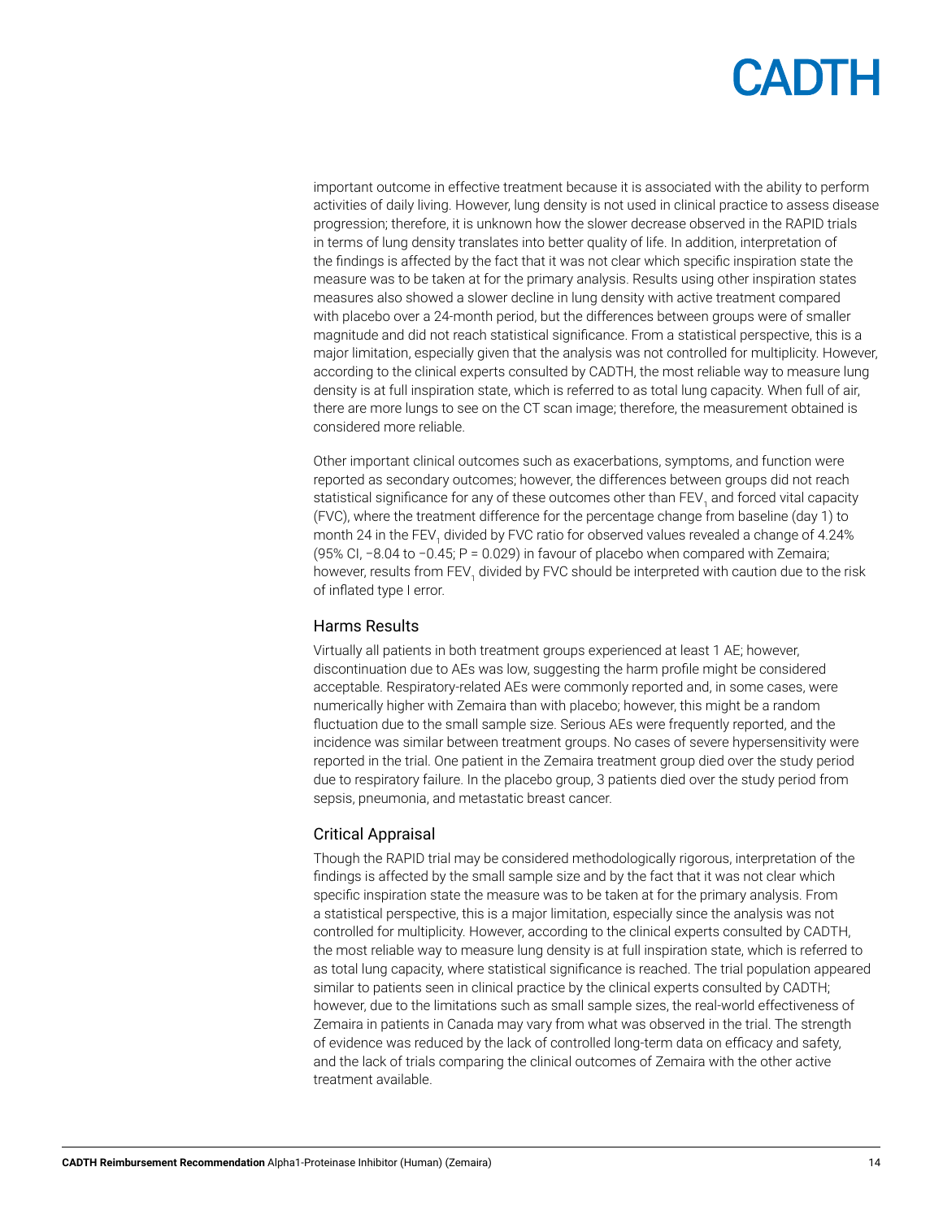important outcome in effective treatment because it is associated with the ability to perform activities of daily living. However, lung density is not used in clinical practice to assess disease progression; therefore, it is unknown how the slower decrease observed in the RAPID trials in terms of lung density translates into better quality of life. In addition, interpretation of the findings is affected by the fact that it was not clear which specific inspiration state the measure was to be taken at for the primary analysis. Results using other inspiration states measures also showed a slower decline in lung density with active treatment compared with placebo over a 24-month period, but the differences between groups were of smaller magnitude and did not reach statistical significance. From a statistical perspective, this is a major limitation, especially given that the analysis was not controlled for multiplicity. However, according to the clinical experts consulted by CADTH, the most reliable way to measure lung density is at full inspiration state, which is referred to as total lung capacity. When full of air, there are more lungs to see on the CT scan image; therefore, the measurement obtained is considered more reliable.

Other important clinical outcomes such as exacerbations, symptoms, and function were reported as secondary outcomes; however, the differences between groups did not reach statistical significance for any of these outcomes other than $FEV_1$ and forced vital capacity (FVC), where the treatment difference for the percentage change from baseline (day 1) to month 24 in the $FEV_1$ divided by FVC ratio for observed values revealed a change of 4.24% (95% CI, −8.04 to −0.45; P = 0.029) in favour of placebo when compared with Zemaira; however, results from $FEV_1$ divided by FVC should be interpreted with caution due to the risk of inflated type I error.

## Harms Results

Virtually all patients in both treatment groups experienced at least 1 AE; however, discontinuation due to AEs was low, suggesting the harm profile might be considered acceptable. Respiratory-related AEs were commonly reported and, in some cases, were numerically higher with Zemaira than with placebo; however, this might be a random fluctuation due to the small sample size. Serious AEs were frequently reported, and the incidence was similar between treatment groups. No cases of severe hypersensitivity were reported in the trial. One patient in the Zemaira treatment group died over the study period due to respiratory failure. In the placebo group, 3 patients died over the study period from sepsis, pneumonia, and metastatic breast cancer.

## Critical Appraisal

Though the RAPID trial may be considered methodologically rigorous, interpretation of the findings is affected by the small sample size and by the fact that it was not clear which specific inspiration state the measure was to be taken at for the primary analysis. From a statistical perspective, this is a major limitation, especially since the analysis was not controlled for multiplicity. However, according to the clinical experts consulted by CADTH, the most reliable way to measure lung density is at full inspiration state, which is referred to as total lung capacity, where statistical significance is reached. The trial population appeared similar to patients seen in clinical practice by the clinical experts consulted by CADTH; however, due to the limitations such as small sample sizes, the real-world effectiveness of Zemaira in patients in Canada may vary from what was observed in the trial. The strength of evidence was reduced by the lack of controlled long-term data on efficacy and safety, and the lack of trials comparing the clinical outcomes of Zemaira with the other active treatment available.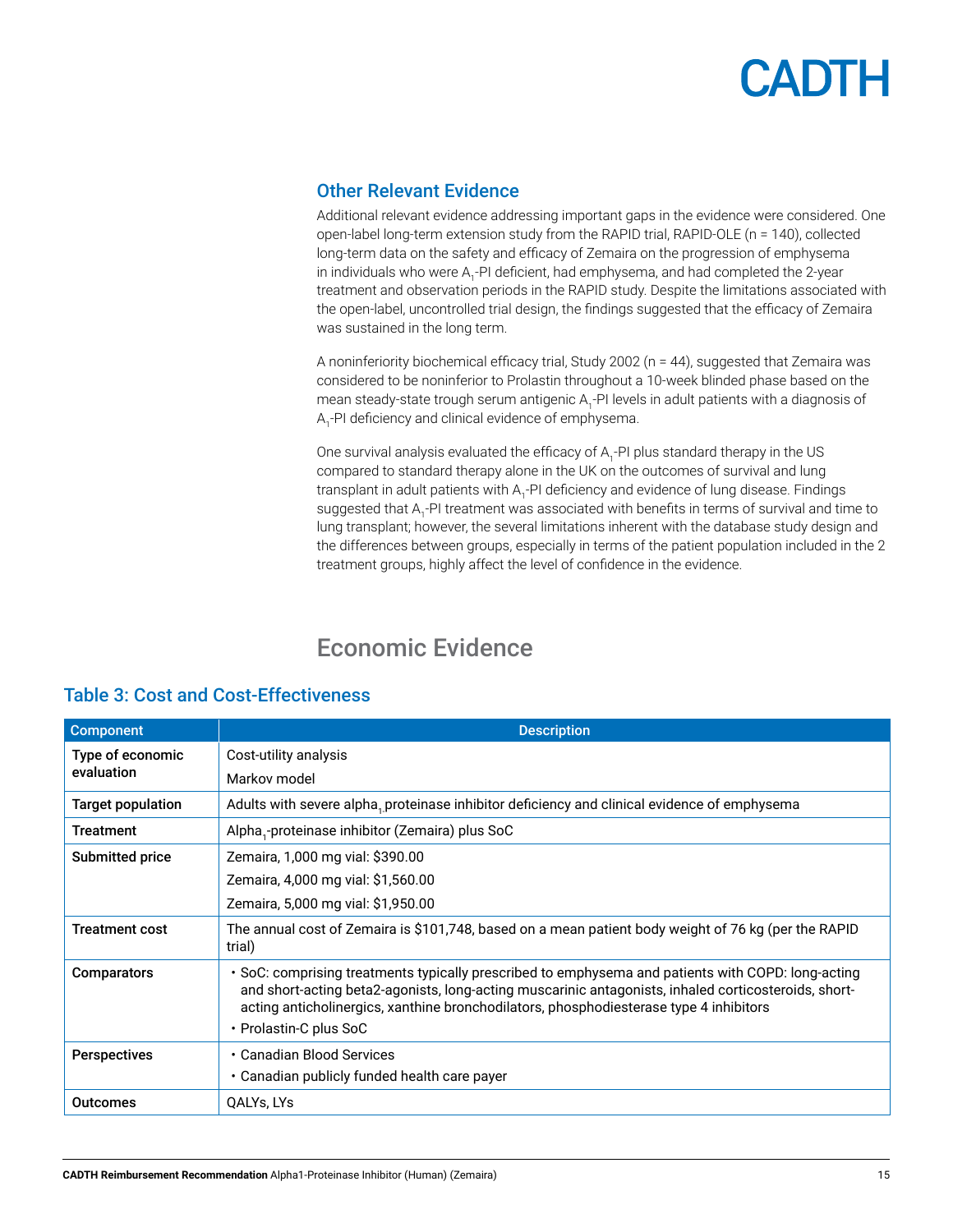## Other Relevant Evidence

Additional relevant evidence addressing important gaps in the evidence were considered. One open-label long-term extension study from the RAPID trial, RAPID-OLE (n = 140), collected long-term data on the safety and efficacy of Zemaira on the progression of emphysema in individuals who were $A_1$-PI deficient, had emphysema, and had completed the 2-year treatment and observation periods in the RAPID study. Despite the limitations associated with the open-label, uncontrolled trial design, the findings suggested that the efficacy of Zemaira was sustained in the long term.

A noninferiority biochemical efficacy trial, Study 2002 (n = 44), suggested that Zemaira was considered to be noninferior to Prolastin throughout a 10-week blinded phase based on the mean steady-state trough serum antigenic $A_1$-PI levels in adult patients with a diagnosis of $A_1$-PI deficiency and clinical evidence of emphysema.

One survival analysis evaluated the efficacy of $A_1$-PI plus standard therapy in the US compared to standard therapy alone in the UK on the outcomes of survival and lung transplant in adult patients with $A_1$-PI deficiency and evidence of lung disease. Findings suggested that $A_1$-PI treatment was associated with benefits in terms of survival and time to lung transplant; however, the several limitations inherent with the database study design and the differences between groups, especially in terms of the patient population included in the 2 treatment groups, highly affect the level of confidence in the evidence.

# Economic Evidence

### Table 3: Cost and Cost-Effectiveness

| Component | Description |
|---|---|
| Type of economic evaluation | Cost-utility analysis<br>Markov model |
| Target population | Adults with severe $alpha_1$ proteinase inhibitor deficiency and clinical evidence of emphysema |
| Treatment | $Alpha_1$-proteinase inhibitor (Zemaira) plus SoC |
| Submitted price | Zemaira, 1,000 mg vial: $390.00<br>Zemaira, 4,000 mg vial: $1,560.00<br>Zemaira, 5,000 mg vial: $1,950.00 |
| Treatment cost | The annual cost of Zemaira is $101,748, based on a mean patient body weight of 76 kg (per the RAPID trial) |
| Comparators | • SoC: comprising treatments typically prescribed to emphysema and patients with COPD: long-acting and short-acting beta2-agonists, long-acting muscarinic antagonists, inhaled corticosteroids, short-acting anticholinergics, xanthine bronchodilators, phosphodiesterase type 4 inhibitors<br>• Prolastin-C plus SoC |
| Perspectives | • Canadian Blood Services<br>• Canadian publicly funded health care payer |
| Outcomes | QALYs, LYs |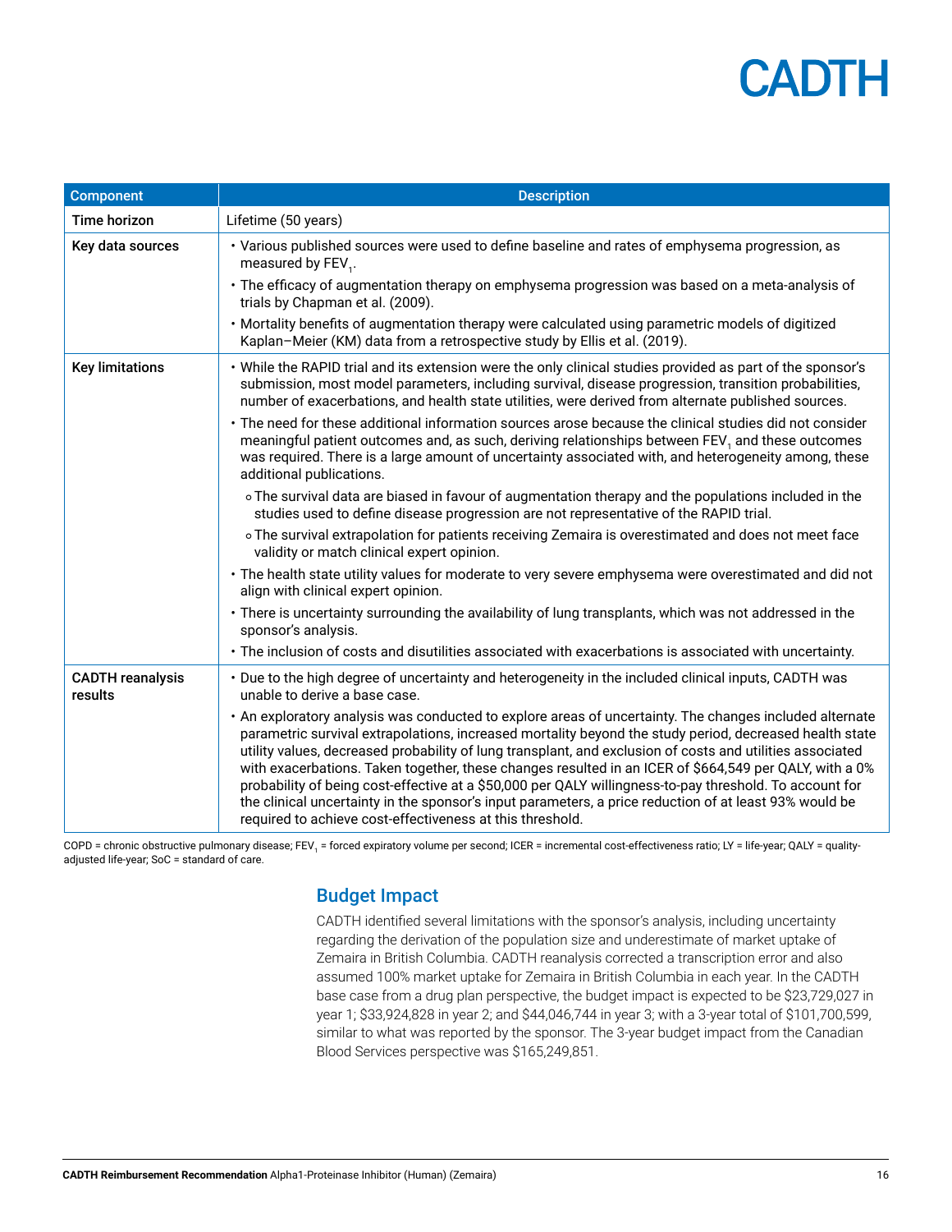| Component | Description |
|---|---|
| Time horizon | Lifetime (50 years) |
| Key data sources | • Various published sources were used to define baseline and rates of emphysema progression, as measured by $FEV_1$.<br>• The efficacy of augmentation therapy on emphysema progression was based on a meta-analysis of trials by Chapman et al. (2009).<br>• Mortality benefits of augmentation therapy were calculated using parametric models of digitized Kaplan–Meier (KM) data from a retrospective study by Ellis et al. (2019). |
| Key limitations | • While the RAPID trial and its extension were the only clinical studies provided as part of the sponsor's submission, most model parameters, including survival, disease progression, transition probabilities, number of exacerbations, and health state utilities, were derived from alternate published sources.<br>• The need for these additional information sources arose because the clinical studies did not consider meaningful patient outcomes and, as such, deriving relationships between $FEV_1$ and these outcomes was required. There is a large amount of uncertainty associated with, and heterogeneity among, these additional publications.<br>∘ The survival data are biased in favour of augmentation therapy and the populations included in the studies used to define disease progression are not representative of the RAPID trial.<br>∘ The survival extrapolation for patients receiving Zemaira is overestimated and does not meet face validity or match clinical expert opinion.<br>• The health state utility values for moderate to very severe emphysema were overestimated and did not align with clinical expert opinion.<br>• There is uncertainty surrounding the availability of lung transplants, which was not addressed in the sponsor's analysis.<br>• The inclusion of costs and disutilities associated with exacerbations is associated with uncertainty. |
| CADTH reanalysis results | • Due to the high degree of uncertainty and heterogeneity in the included clinical inputs, CADTH was unable to derive a base case.<br>• An exploratory analysis was conducted to explore areas of uncertainty. The changes included alternate parametric survival extrapolations, increased mortality beyond the study period, decreased health state utility values, decreased probability of lung transplant, and exclusion of costs and utilities associated with exacerbations. Taken together, these changes resulted in an ICER of $664,549 per QALY, with a 0% probability of being cost-effective at a $50,000 per QALY willingness-to-pay threshold. To account for the clinical uncertainty in the sponsor's input parameters, a price reduction of at least 93% would be required to achieve cost-effectiveness at this threshold. |

COPD = chronic obstructive pulmonary disease; $FEV_1$ = forced expiratory volume per second; ICER = incremental cost-effectiveness ratio; LY = life-year; QALY = quality-adjusted life-year; SoC = standard of care.

## Budget Impact

CADTH identified several limitations with the sponsor's analysis, including uncertainty regarding the derivation of the population size and underestimate of market uptake of Zemaira in British Columbia. CADTH reanalysis corrected a transcription error and also assumed 100% market uptake for Zemaira in British Columbia in each year. In the CADTH base case from a drug plan perspective, the budget impact is expected to be $23,729,027 in year 1; $33,924,828 in year 2; and $44,046,744 in year 3; with a 3-year total of $101,700,599, similar to what was reported by the sponsor. The 3-year budget impact from the Canadian Blood Services perspective was $165,249,851.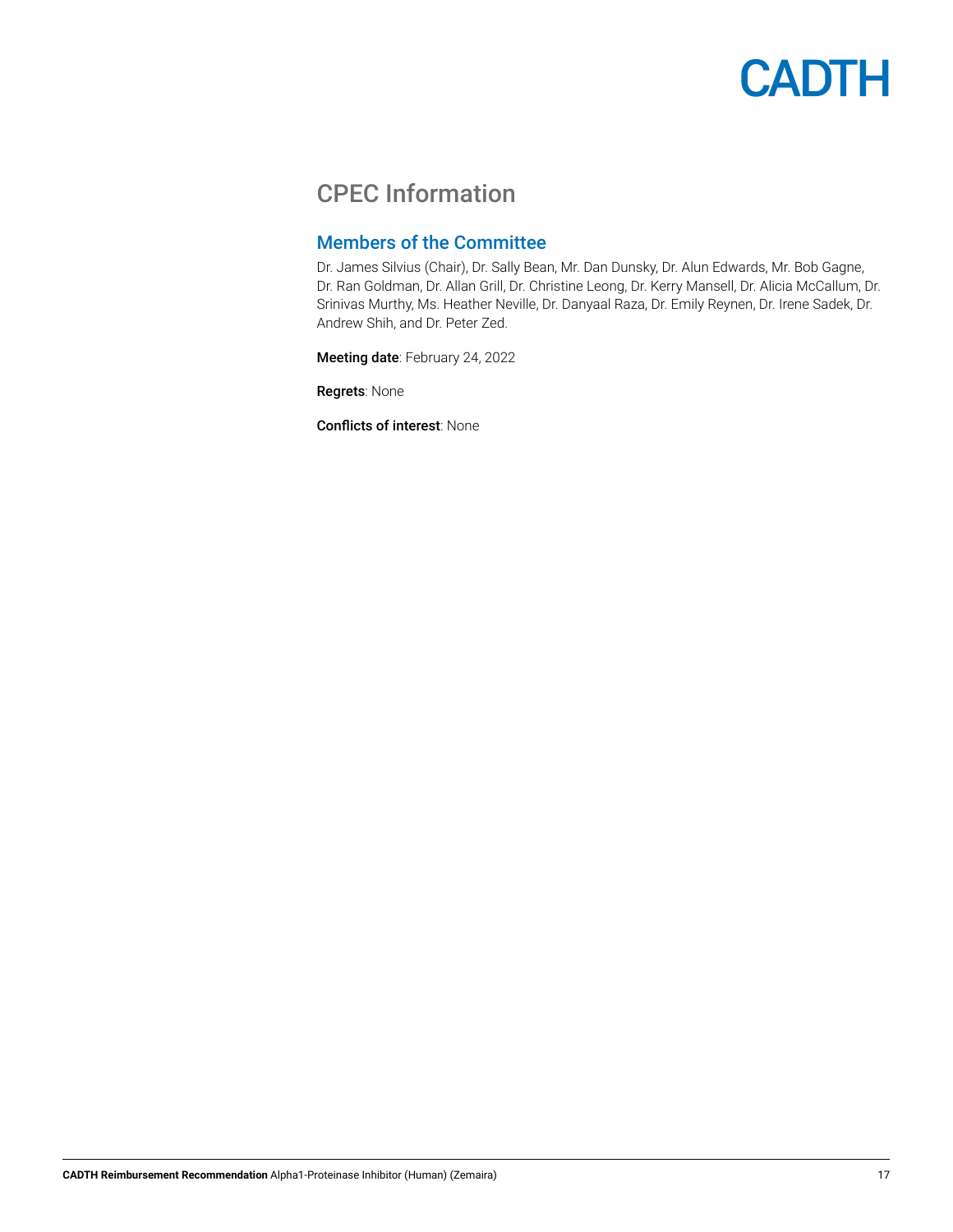# CPEC Information

## Members of the Committee

Dr. James Silvius (Chair), Dr. Sally Bean, Mr. Dan Dunsky, Dr. Alun Edwards, Mr. Bob Gagne, Dr. Ran Goldman, Dr. Allan Grill, Dr. Christine Leong, Dr. Kerry Mansell, Dr. Alicia McCallum, Dr. Srinivas Murthy, Ms. Heather Neville, Dr. Danyaal Raza, Dr. Emily Reynen, Dr. Irene Sadek, Dr. Andrew Shih, and Dr. Peter Zed.

**Meeting date**: February 24, 2022

**Regrets**: None

**Conflicts of interest**: None